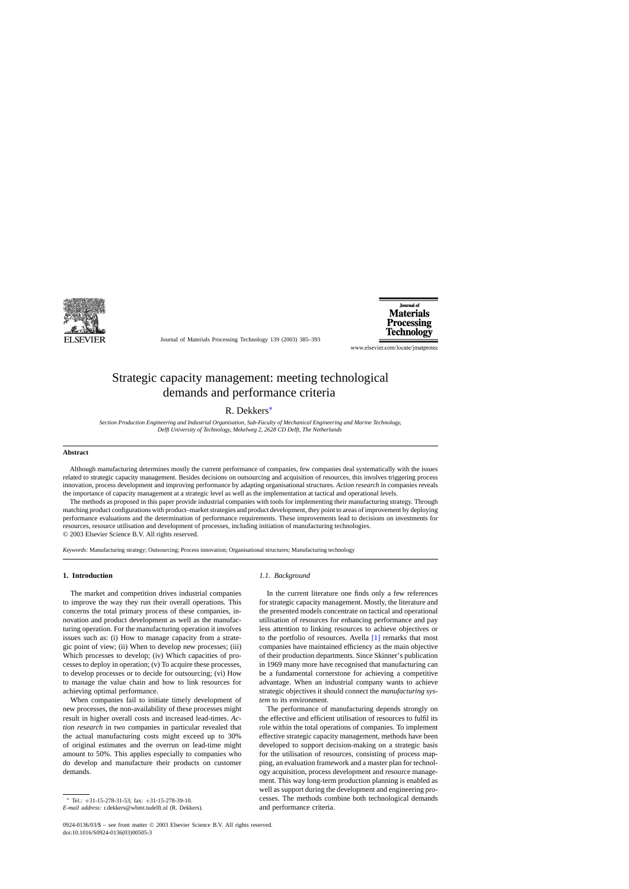# Strategic capacity management: meeting technological demands and performance criteria

R. Dekkers*

*Section Production Engineering and Industrial Organisation, Sub-Faculty of Mechanical Engineering and Marine Technology, Delft University of Technology, Mekelweg 2, 2628 CD Delft, The Netherlands*

## Abstract

Although manufacturing determines mostly the current performance of companies, few companies deal systematically with the issues related to strategic capacity management. Besides decisions on outsourcing and acquisition of resources, this involves triggering process innovation, process development and improving performance by adapting organisational structures. *Action research* in companies reveals the importance of capacity management at a strategic level as well as the implementation at tactical and operational levels.

The methods as proposed in this paper provide industrial companies with tools for implementing their manufacturing strategy. Through matching product configurations with product–market strategies and product development, they point to areas of improvement by deploying performance evaluations and the determination of performance requirements. These improvements lead to decisions on investments for resources, resource utilisation and development of processes, including initiation of manufacturing technologies.

© 2003 Elsevier Science B.V. All rights reserved.

*Keywords:* Manufacturing strategy; Outsourcing; Process innovation; Organisational structures; Manufacturing technology

## 1. Introduction

The market and competition drives industrial companies to improve the way they run their overall operations. This concerns the total primary process of these companies, innovation and product development as well as the manufacturing operation. For the manufacturing operation it involves issues such as: (i) How to manage capacity from a strategic point of view; (ii) When to develop new processes; (iii) Which processes to develop; (iv) Which capacities of processes to deploy in operation; (v) To acquire these processes, to develop processes or to decide for outsourcing; (vi) How to manage the value chain and how to link resources for achieving optimal performance.

When companies fail to initiate timely development of new processes, the non-availability of these processes might result in higher overall costs and increased lead-times. *Action research* in two companies in particular revealed that the actual manufacturing costs might exceed up to 30% of original estimates and the overrun on lead-time might amount to 50%. This applies especially to companies who do develop and manufacture their products on customer demands.

### 1.1. Background

In the current literature one finds only a few references for strategic capacity management. Mostly, the literature and the presented models concentrate on tactical and operational utilisation of resources for enhancing performance and pay less attention to linking resources to achieve objectives or to the portfolio of resources. Avella [1] remarks that most companies have maintained efficiency as the main objective of their production departments. Since Skinner's publication in 1969 many more have recognised that manufacturing can be a fundamental cornerstone for achieving a competitive advantage. When an industrial company wants to achieve strategic objectives it should connect the *manufacturing system* to its environment.

The performance of manufacturing depends strongly on the effective and efficient utilisation of resources to fulfil its role within the total operations of companies. To implement effective strategic capacity management, methods have been developed to support decision-making on a strategic basis for the utilisation of resources, consisting of process mapping, an evaluation framework and a master plan for technology acquisition, process development and resource management. This way long-term production planning is enabled as well as support during the development and engineering processes. The methods combine both technological demands and performance criteria.

* Tel.: +31-15-278-31-53; fax: +31-15-278-39-10.
*E-mail address:* r.dekkers@wbmt.tudelft.nl (R. Dekkers).

0924-0136/03/$ – see front matter © 2003 Elsevier Science B.V. All rights reserved.
doi:10.1016/S0924-0136(03)00505-3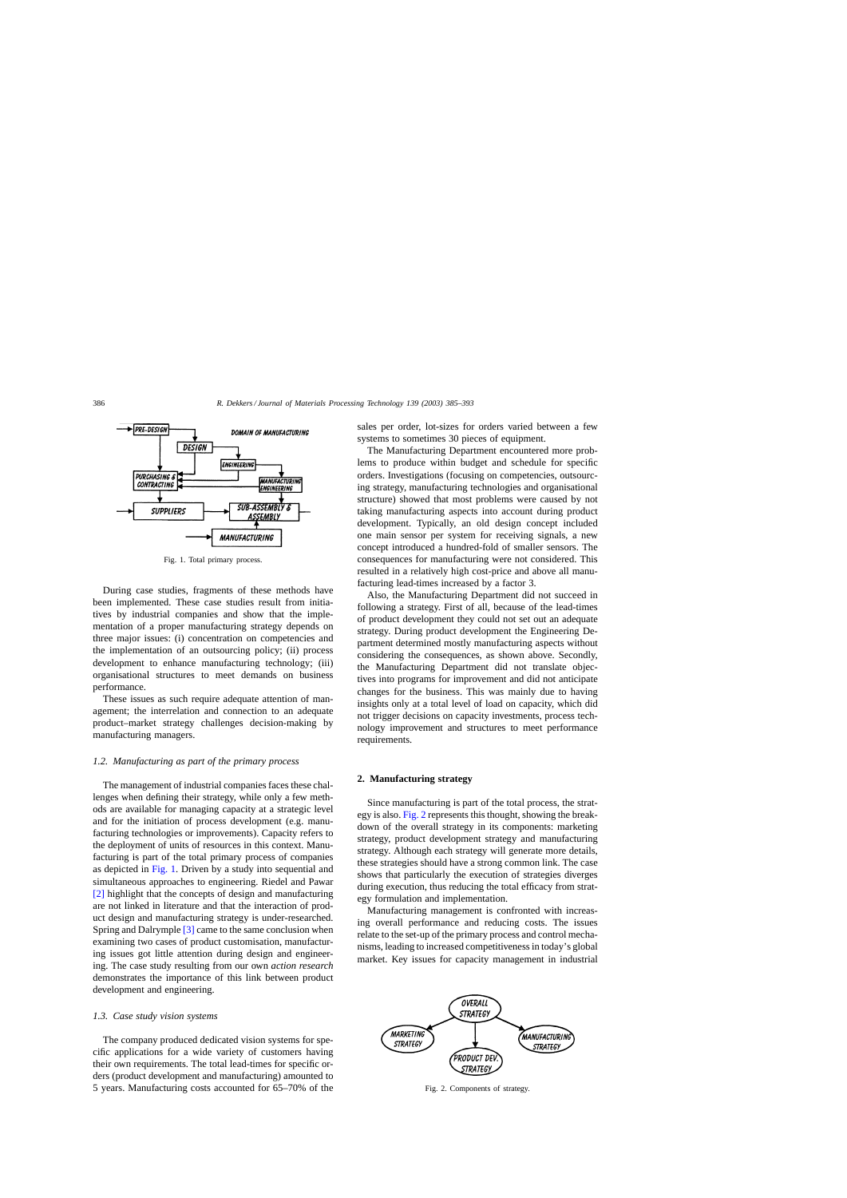PRE-DESIGN
DOMAIN OF MANUFACTURING
DESIGN
ENGINEERING
PURCHASING & CONTRACTING
MANUFACTURING ENGINEERING
SUPPLIERS
SUB-ASSEMBLY & ASSEMBLY
MANUFACTURING

Fig. 1. Total primary process.

During case studies, fragments of these methods have been implemented. These case studies result from initiatives by industrial companies and show that the implementation of a proper manufacturing strategy depends on three major issues: (i) concentration on competencies and the implementation of an outsourcing policy; (ii) process development to enhance manufacturing technology; (iii) organisational structures to meet demands on business performance.

These issues as such require adequate attention of management; the interrelation and connection to an adequate product–market strategy challenges decision-making by manufacturing managers.

### 1.2. Manufacturing as part of the primary process

The management of industrial companies faces these challenges when defining their strategy, while only a few methods are available for managing capacity at a strategic level and for the initiation of process development (e.g. manufacturing technologies or improvements). Capacity refers to the deployment of units of resources in this context. Manufacturing is part of the total primary process of companies as depicted in Fig. 1. Driven by a study into sequential and simultaneous approaches to engineering. Riedel and Pawar [2] highlight that the concepts of design and manufacturing are not linked in literature and that the interaction of product design and manufacturing strategy is under-researched. Spring and Dalrymple [3] came to the same conclusion when examining two cases of product customisation, manufacturing issues got little attention during design and engineering. The case study resulting from our own *action research* demonstrates the importance of this link between product development and engineering.

### 1.3. Case study vision systems

The company produced dedicated vision systems for specific applications for a wide variety of customers having their own requirements. The total lead-times for specific orders (product development and manufacturing) amounted to 5 years. Manufacturing costs accounted for 65–70% of the sales per order, lot-sizes for orders varied between a few systems to sometimes 30 pieces of equipment.

The Manufacturing Department encountered more problems to produce within budget and schedule for specific orders. Investigations (focusing on competencies, outsourcing strategy, manufacturing technologies and organisational structure) showed that most problems were caused by not taking manufacturing aspects into account during product development. Typically, an old design concept included one main sensor per system for receiving signals, a new concept introduced a hundred-fold of smaller sensors. The consequences for manufacturing were not considered. This resulted in a relatively high cost-price and above all manufacturing lead-times increased by a factor 3.

Also, the Manufacturing Department did not succeed in following a strategy. First of all, because of the lead-times of product development they could not set out an adequate strategy. During product development the Engineering Department determined mostly manufacturing aspects without considering the consequences, as shown above. Secondly, the Manufacturing Department did not translate objectives into programs for improvement and did not anticipate changes for the business. This was mainly due to having insights only at a total level of load on capacity, which did not trigger decisions on capacity investments, process technology improvement and structures to meet performance requirements.

## 2. Manufacturing strategy

Since manufacturing is part of the total process, the strategy is also. Fig. 2 represents this thought, showing the breakdown of the overall strategy in its components: marketing strategy, product development strategy and manufacturing strategy. Although each strategy will generate more details, these strategies should have a strong common link. The case shows that particularly the execution of strategies diverges during execution, thus reducing the total efficacy from strategy formulation and implementation.

Manufacturing management is confronted with increasing overall performance and reducing costs. The issues relate to the set-up of the primary process and control mechanisms, leading to increased competitiveness in today's global market. Key issues for capacity management in industrial

OVERALL STRATEGY
MARKETING STRATEGY
PRODUCT DEV. STRATEGY
MANUFACTURING STRATEGY

Fig. 2. Components of strategy.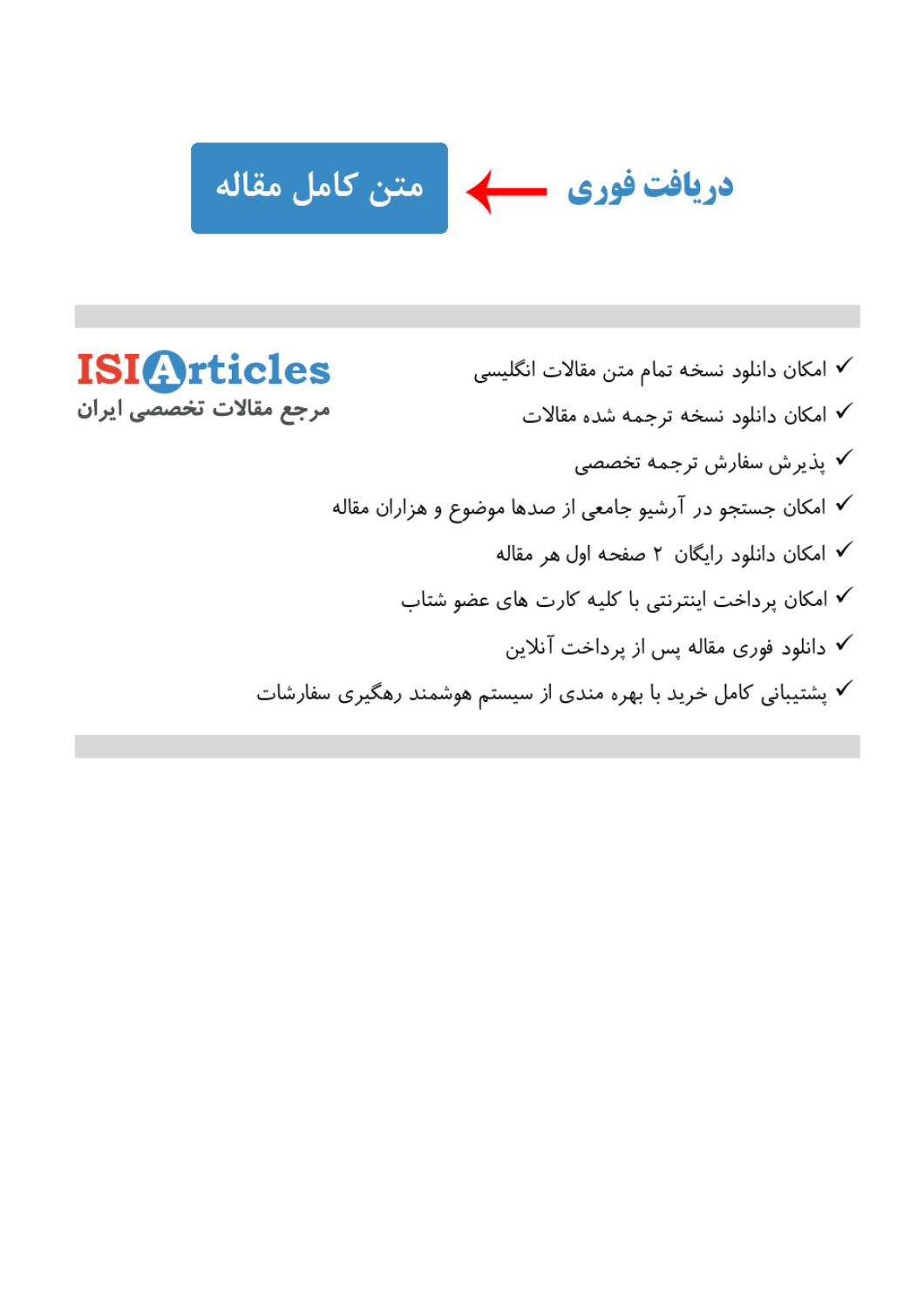دریافت فوری ← متن کامل مقاله

**ISIArticles**
مرجع مقالات تخصصی ایران

- ✓ امکان دانلود نسخه تمام متن مقالات انگلیسی
- ✓ امکان دانلود نسخه ترجمه شده مقالات
- ✓ پذیرش سفارش ترجمه تخصصی
- ✓ امکان جستجو در آرشیو جامعی از صدها موضوع و هزاران مقاله
- ✓ امکان دانلود رایگان ۲ صفحه اول هر مقاله
- ✓ امکان پرداخت اینترنتی با کلیه کارت های عضو شتاب
- ✓ دانلود فوری مقاله پس از پرداخت آنلاین
- ✓ پشتیبانی کامل خرید با بهره مندی از سیستم هوشمند رهگیری سفارشات